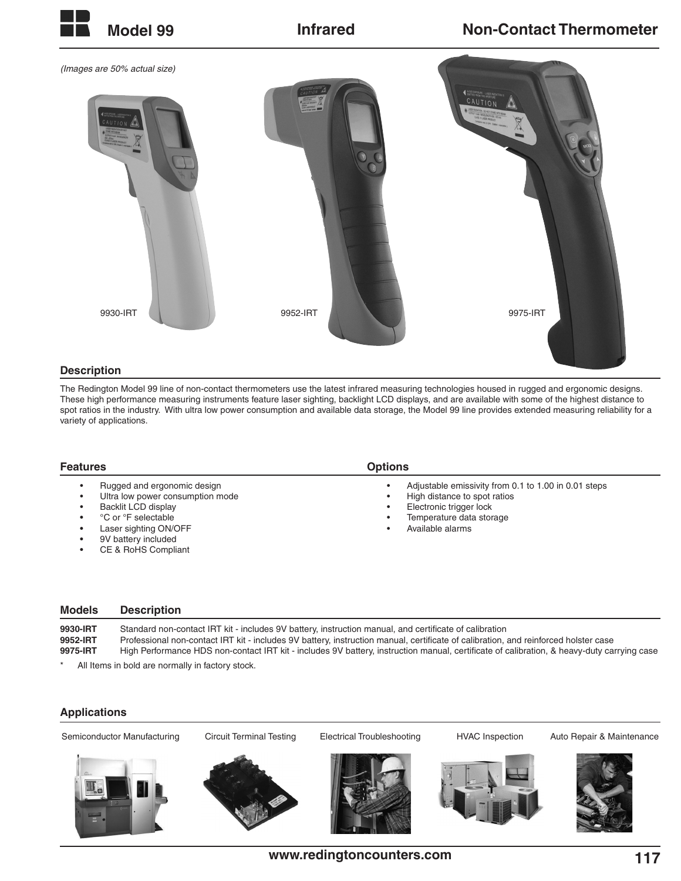# Model 99 Infrared Non-Contact Thermometer

*(Images are 50% actual size)*

9930-IRT

9952-IRT

9975-IRT

## Description

The Redington Model 99 line of non-contact thermometers use the latest infrared measuring technologies housed in rugged and ergonomic designs. These high performance measuring instruments feature laser sighting, backlight LCD displays, and are available with some of the highest distance to spot ratios in the industry. With ultra low power consumption and available data storage, the Model 99 line provides extended measuring reliability for a variety of applications.

## Features

- Rugged and ergonomic design
- Ultra low power consumption mode
- Backlit LCD display
- °C or °F selectable
- Laser sighting ON/OFF
- 9V battery included
- CE & RoHS Compliant

## Options

- Adjustable emissivity from 0.1 to 1.00 in 0.01 steps
- High distance to spot ratios
- Electronic trigger lock
- Temperature data storage
- Available alarms

| Models | Description |
|---|---|
| **9930-IRT** | Standard non-contact IRT kit - includes 9V battery, instruction manual, and certificate of calibration |
| **9952-IRT** | Professional non-contact IRT kit - includes 9V battery, instruction manual, certificate of calibration, and reinforced holster case |
| **9975-IRT** | High Performance HDS non-contact IRT kit - includes 9V battery, instruction manual, certificate of calibration, & heavy-duty carrying case |

\* All Items in bold are normally in factory stock.

## Applications

Semiconductor Manufacturing | Circuit Terminal Testing | Electrical Troubleshooting | HVAC Inspection | Auto Repair & Maintenance

www.redingtoncounters.com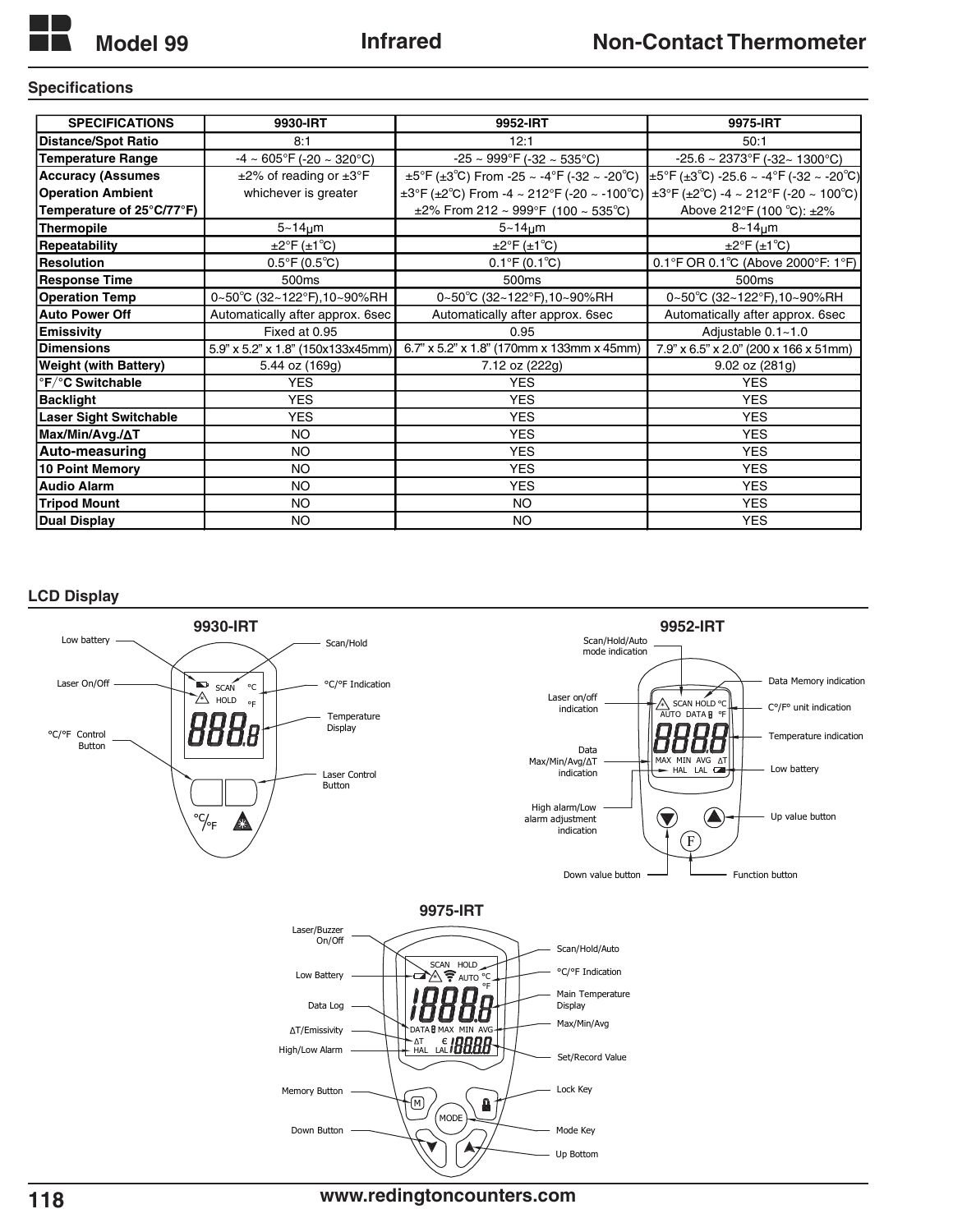## Specifications

| SPECIFICATIONS | 9930-IRT | 9952-IRT | 9975-IRT |
|---|---|---|---|
| Distance/Spot Ratio | 8:1 | 12:1 | 50:1 |
| Temperature Range | -4 ~ 605°F (-20 ~ 320°C) | -25 ~ 999°F (-32 ~ 535°C) | -25.6 ~ 2373°F (-32~ 1300°C) |
| Accuracy (Assumes Operation Ambient Temperature of 25°C/77°F) | ±2% of reading or ±3°F whichever is greater | ±5°F (±3°C) From -25 ~ -4°F (-32 ~ -20°C) ±3°F (±2°C) From -4 ~ 212°F (-20 ~ -100°C) ±2% From 212 ~ 999°F (100 ~ 535°C) | ±5°F (±3°C) -25.6 ~ -4°F (-32 ~ -20°C) ±3°F (±2°C) -4 ~ 212°F (-20 ~ 100°C) Above 212°F (100 °C): ±2% |
| Thermopile | 5~14μm | 5~14μm | 8~14μm |
| Repeatability | ±2°F (±1°C) | ±2°F (±1°C) | ±2°F (±1°C) |
| Resolution | 0.5°F (0.5°C) | 0.1°F (0.1°C) | 0.1°F OR 0.1°C (Above 2000°F: 1°F) |
| Response Time | 500ms | 500ms | 500ms |
| Operation Temp | 0~50°C (32~122°F),10~90%RH | 0~50°C (32~122°F),10~90%RH | 0~50°C (32~122°F),10~90%RH |
| Auto Power Off | Automatically after approx. 6sec | Automatically after approx. 6sec | Automatically after approx. 6sec |
| Emissivity | Fixed at 0.95 | 0.95 | Adjustable 0.1~1.0 |
| Dimensions | 5.9" x 5.2" x 1.8" (150x133x45mm) | 6.7" x 5.2" x 1.8" (170mm x 133mm x 45mm) | 7.9" x 6.5" x 2.0" (200 x 166 x 51mm) |
| Weight (with Battery) | 5.44 oz (169g) | 7.12 oz (222g) | 9.02 oz (281g) |
| °F/°C Switchable | YES | YES | YES |
| Backlight | YES | YES | YES |
| Laser Sight Switchable | YES | YES | YES |
| Max/Min/Avg./ΔT | NO | YES | YES |
| Auto-measuring | NO | YES | YES |
| 10 Point Memory | NO | YES | YES |
| Audio Alarm | NO | YES | YES |
| Tripod Mount | NO | NO | YES |
| Dual Display | NO | NO | YES |

## LCD Display

**9930-IRT**

Low battery
Laser On/Off
°C/°F Control Button
Scan/Hold
°C/°F Indication
Temperature Display
Laser Control Button

**9952-IRT**

Scan/Hold/Auto mode indication
Laser on/off indication
Data Max/Min/Avg/ΔT indication
High alarm/Low alarm adjustment indication
Down value button
Data Memory indication
C°/F° unit indication
Temperature indication
Low battery
Up value button
Function button

**9975-IRT**

Laser/Buzzer On/Off
Low Battery
Data Log
ΔT/Emissivity
High/Low Alarm
Memory Button
Down Button
Scan/Hold/Auto
°C/°F Indication
Main Temperature Display
Max/Min/Avg
Set/Record Value
Lock Key
Mode Key
Up Bottom

www.redingtoncounters.com